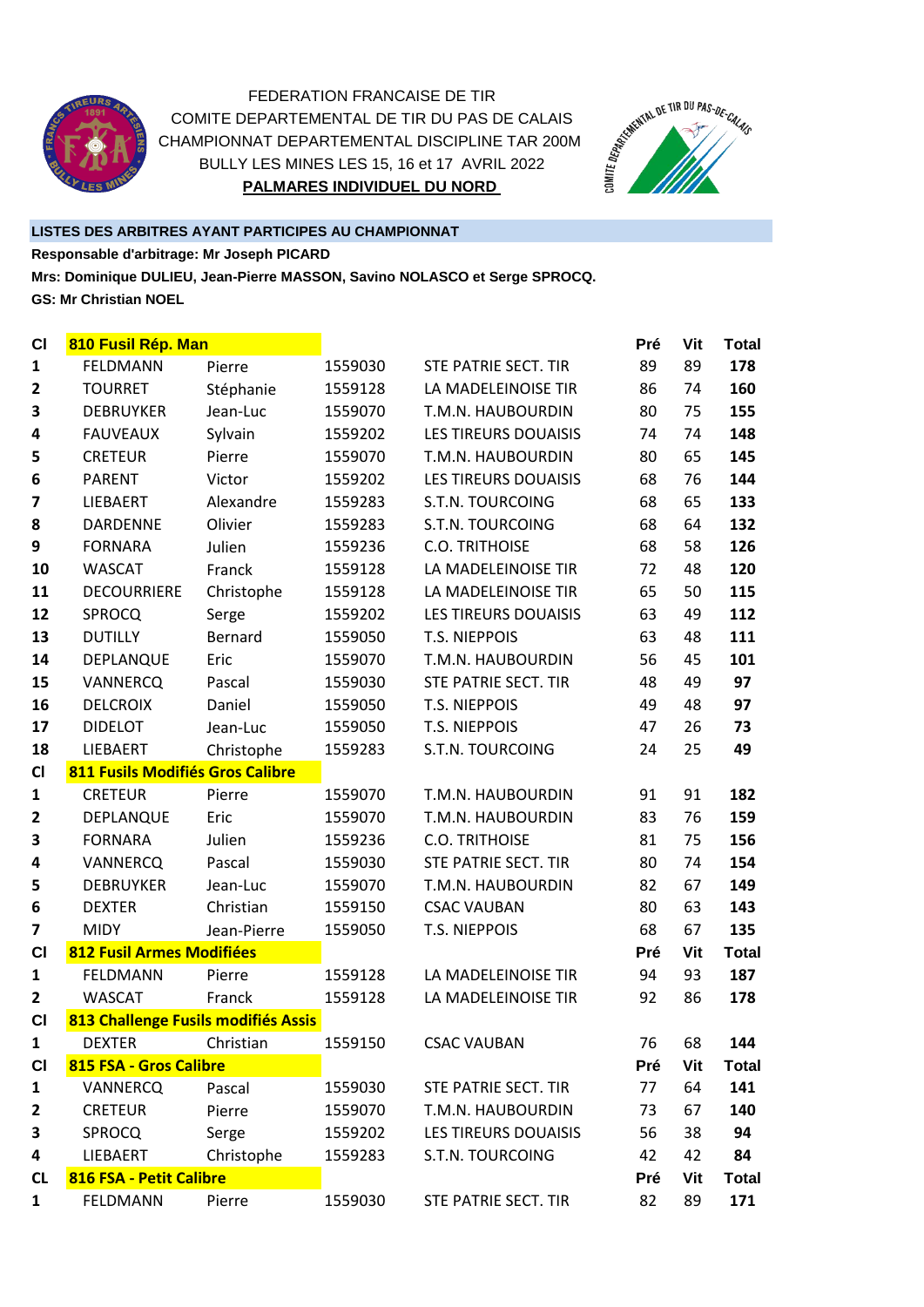FEDERATION FRANCAISE DE TIR

COMITE DEPARTEMENTAL DE TIR DU PAS DE CALAIS

CHAMPIONNAT DEPARTEMENTAL DISCIPLINE TAR 200M

BULLY LES MINES LES 15, 16 et 17 AVRIL 2022

**PALMARES INDIVIDUEL DU NORD**

**LISTES DES ARBITRES AYANT PARTICIPES AU CHAMPIONNAT**

**Responsable d'arbitrage: Mr Joseph PICARD**

**Mrs: Dominique DULIEU, Jean-Pierre MASSON, Savino NOLASCO et Serge SPROCQ.**

**GS: Mr Christian NOEL**

| Cl | 810 Fusil Rép. Man | | | | Pré | Vit | Total |
|---|---|---|---|---|---|---|---|
| 1 | FELDMANN | Pierre | 1559030 | STE PATRIE SECT. TIR | 89 | 89 | **178** |
| 2 | TOURRET | Stéphanie | 1559128 | LA MADELEINOISE TIR | 86 | 74 | **160** |
| 3 | DEBRUYKER | Jean-Luc | 1559070 | T.M.N. HAUBOURDIN | 80 | 75 | **155** |
| 4 | FAUVEAUX | Sylvain | 1559202 | LES TIREURS DOUAISIS | 74 | 74 | **148** |
| 5 | CRETEUR | Pierre | 1559070 | T.M.N. HAUBOURDIN | 80 | 65 | **145** |
| 6 | PARENT | Victor | 1559202 | LES TIREURS DOUAISIS | 68 | 76 | **144** |
| 7 | LIEBAERT | Alexandre | 1559283 | S.T.N. TOURCOING | 68 | 65 | **133** |
| 8 | DARDENNE | Olivier | 1559283 | S.T.N. TOURCOING | 68 | 64 | **132** |
| 9 | FORNARA | Julien | 1559236 | C.O. TRITHOISE | 68 | 58 | **126** |
| 10 | WASCAT | Franck | 1559128 | LA MADELEINOISE TIR | 72 | 48 | **120** |
| 11 | DECOURRIERE | Christophe | 1559128 | LA MADELEINOISE TIR | 65 | 50 | **115** |
| 12 | SPROCQ | Serge | 1559202 | LES TIREURS DOUAISIS | 63 | 49 | **112** |
| 13 | DUTILLY | Bernard | 1559050 | T.S. NIEPPOIS | 63 | 48 | **111** |
| 14 | DEPLANQUE | Eric | 1559070 | T.M.N. HAUBOURDIN | 56 | 45 | **101** |
| 15 | VANNERCQ | Pascal | 1559030 | STE PATRIE SECT. TIR | 48 | 49 | **97** |
| 16 | DELCROIX | Daniel | 1559050 | T.S. NIEPPOIS | 49 | 48 | **97** |
| 17 | DIDELOT | Jean-Luc | 1559050 | T.S. NIEPPOIS | 47 | 26 | **73** |
| 18 | LIEBAERT | Christophe | 1559283 | S.T.N. TOURCOING | 24 | 25 | **49** |
| **Cl** | **811 Fusils Modifiés Gros Calibre** | | | | | | |
| 1 | CRETEUR | Pierre | 1559070 | T.M.N. HAUBOURDIN | 91 | 91 | **182** |
| 2 | DEPLANQUE | Eric | 1559070 | T.M.N. HAUBOURDIN | 83 | 76 | **159** |
| 3 | FORNARA | Julien | 1559236 | C.O. TRITHOISE | 81 | 75 | **156** |
| 4 | VANNERCQ | Pascal | 1559030 | STE PATRIE SECT. TIR | 80 | 74 | **154** |
| 5 | DEBRUYKER | Jean-Luc | 1559070 | T.M.N. HAUBOURDIN | 82 | 67 | **149** |
| 6 | DEXTER | Christian | 1559150 | CSAC VAUBAN | 80 | 63 | **143** |
| 7 | MIDY | Jean-Pierre | 1559050 | T.S. NIEPPOIS | 68 | 67 | **135** |
| **Cl** | **812 Fusil Armes Modifiées** | | | | **Pré** | **Vit** | **Total** |
| 1 | FELDMANN | Pierre | 1559128 | LA MADELEINOISE TIR | 94 | 93 | **187** |
| 2 | WASCAT | Franck | 1559128 | LA MADELEINOISE TIR | 92 | 86 | **178** |
| **Cl** | **813 Challenge Fusils modifiés Assis** | | | | | | |
| 1 | DEXTER | Christian | 1559150 | CSAC VAUBAN | 76 | 68 | **144** |
| **Cl** | **815 FSA - Gros Calibre** | | | | **Pré** | **Vit** | **Total** |
| 1 | VANNERCQ | Pascal | 1559030 | STE PATRIE SECT. TIR | 77 | 64 | **141** |
| 2 | CRETEUR | Pierre | 1559070 | T.M.N. HAUBOURDIN | 73 | 67 | **140** |
| 3 | SPROCQ | Serge | 1559202 | LES TIREURS DOUAISIS | 56 | 38 | **94** |
| 4 | LIEBAERT | Christophe | 1559283 | S.T.N. TOURCOING | 42 | 42 | **84** |
| **CL** | **816 FSA - Petit Calibre** | | | | **Pré** | **Vit** | **Total** |
| 1 | FELDMANN | Pierre | 1559030 | STE PATRIE SECT. TIR | 82 | 89 | **171** |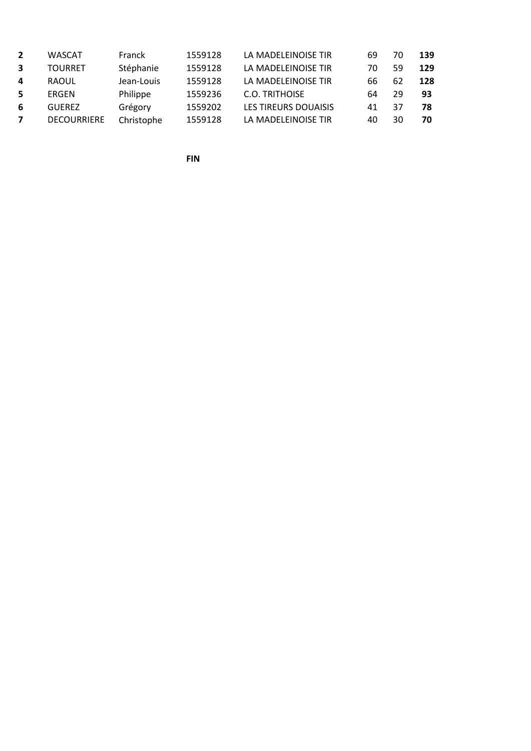| | | | | | | | |
|---|---|---|---|---|---|---|---|
| **2** | WASCAT | Franck | 1559128 | LA MADELEINOISE TIR | 69 | 70 | **139** |
| **3** | TOURRET | Stéphanie | 1559128 | LA MADELEINOISE TIR | 70 | 59 | **129** |
| **4** | RAOUL | Jean-Louis | 1559128 | LA MADELEINOISE TIR | 66 | 62 | **128** |
| **5** | ERGEN | Philippe | 1559236 | C.O. TRITHOISE | 64 | 29 | **93** |
| **6** | GUEREZ | Grégory | 1559202 | LES TIREURS DOUAISIS | 41 | 37 | **78** |
| **7** | DECOURRIERE | Christophe | 1559128 | LA MADELEINOISE TIR | 40 | 30 | **70** |

**FIN**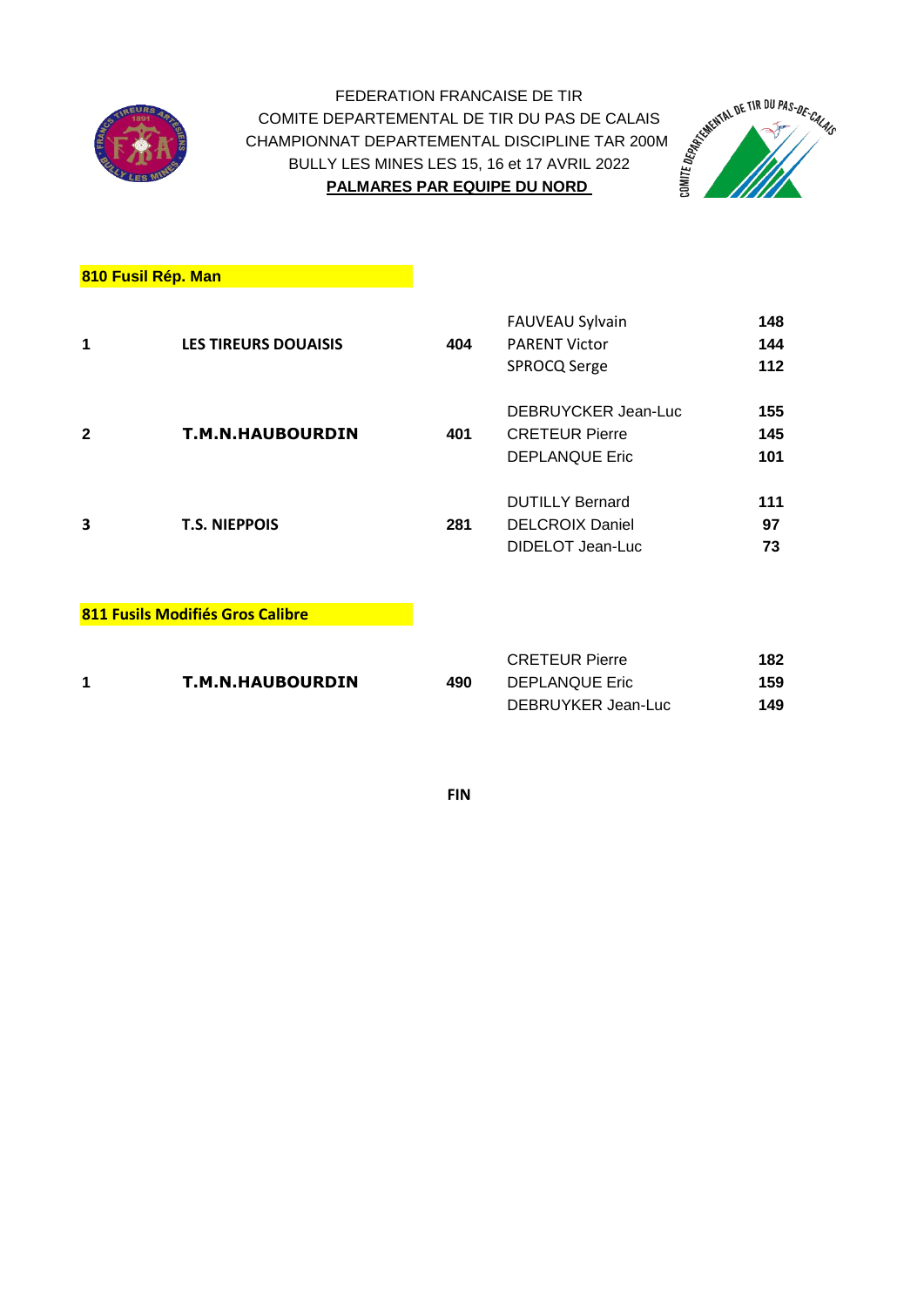FEDERATION FRANCAISE DE TIR
COMITE DEPARTEMENTAL DE TIR DU PAS DE CALAIS
CHAMPIONNAT DEPARTEMENTAL DISCIPLINE TAR 200M
BULLY LES MINES LES 15, 16 et 17 AVRIL 2022

**PALMARES PAR EQUIPE DU NORD**

### 810 Fusil Rép. Man

| | | | | |
|---|---|---|---|---|
| 1 | **LES TIREURS DOUAISIS** | **404** | FAUVEAU Sylvain | **148** |
| | | | PARENT Victor | **144** |
| | | | SPROCQ Serge | **112** |
| 2 | **T.M.N.HAUBOURDIN** | **401** | DEBRUYCKER Jean-Luc | **155** |
| | | | CRETEUR Pierre | **145** |
| | | | DEPLANQUE Eric | **101** |
| 3 | **T.S. NIEPPOIS** | **281** | DUTILLY Bernard | **111** |
| | | | DELCROIX Daniel | **97** |
| | | | DIDELOT Jean-Luc | **73** |

### 811 Fusils Modifiés Gros Calibre

| | | | | |
|---|---|---|---|---|
| 1 | **T.M.N.HAUBOURDIN** | **490** | CRETEUR Pierre | **182** |
| | | | DEPLANQUE Eric | **159** |
| | | | DEBRUYKER Jean-Luc | **149** |

**FIN**